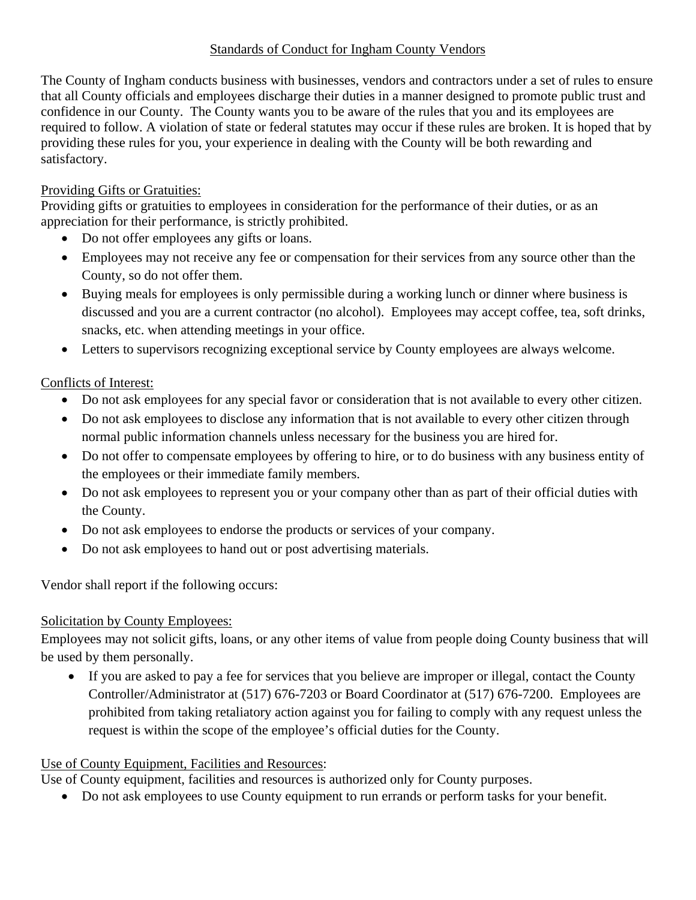# Standards of Conduct for Ingham County Vendors

The County of Ingham conducts business with businesses, vendors and contractors under a set of rules to ensure that all County officials and employees discharge their duties in a manner designed to promote public trust and confidence in our County. The County wants you to be aware of the rules that you and its employees are required to follow. A violation of state or federal statutes may occur if these rules are broken. It is hoped that by providing these rules for you, your experience in dealing with the County will be both rewarding and satisfactory.

## Providing Gifts or Gratuities:

Providing gifts or gratuities to employees in consideration for the performance of their duties, or as an appreciation for their performance, is strictly prohibited.

- Do not offer employees any gifts or loans.
- Employees may not receive any fee or compensation for their services from any source other than the County, so do not offer them.
- Buying meals for employees is only permissible during a working lunch or dinner where business is discussed and you are a current contractor (no alcohol). Employees may accept coffee, tea, soft drinks, snacks, etc. when attending meetings in your office.
- Letters to supervisors recognizing exceptional service by County employees are always welcome.

## Conflicts of Interest:

- Do not ask employees for any special favor or consideration that is not available to every other citizen.
- Do not ask employees to disclose any information that is not available to every other citizen through normal public information channels unless necessary for the business you are hired for.
- Do not offer to compensate employees by offering to hire, or to do business with any business entity of the employees or their immediate family members.
- Do not ask employees to represent you or your company other than as part of their official duties with the County.
- Do not ask employees to endorse the products or services of your company.
- Do not ask employees to hand out or post advertising materials.

Vendor shall report if the following occurs:

## Solicitation by County Employees:

Employees may not solicit gifts, loans, or any other items of value from people doing County business that will be used by them personally.

- If you are asked to pay a fee for services that you believe are improper or illegal, contact the County Controller/Administrator at (517) 676-7203 or Board Coordinator at (517) 676-7200. Employees are prohibited from taking retaliatory action against you for failing to comply with any request unless the request is within the scope of the employee's official duties for the County.

## Use of County Equipment, Facilities and Resources:

Use of County equipment, facilities and resources is authorized only for County purposes.

- Do not ask employees to use County equipment to run errands or perform tasks for your benefit.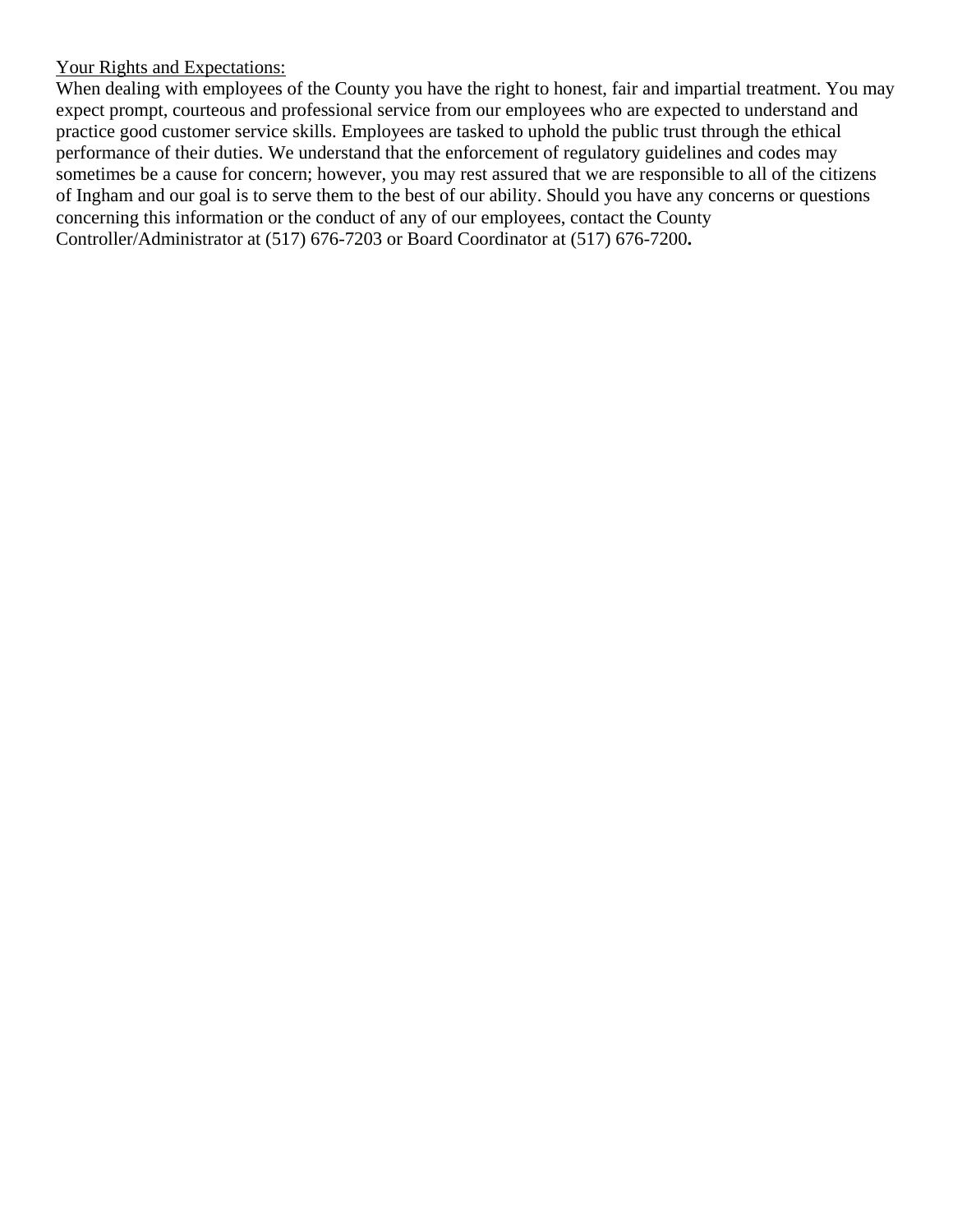<u>Your Rights and Expectations:</u>

When dealing with employees of the County you have the right to honest, fair and impartial treatment. You may expect prompt, courteous and professional service from our employees who are expected to understand and practice good customer service skills. Employees are tasked to uphold the public trust through the ethical performance of their duties. We understand that the enforcement of regulatory guidelines and codes may sometimes be a cause for concern; however, you may rest assured that we are responsible to all of the citizens of Ingham and our goal is to serve them to the best of our ability. Should you have any concerns or questions concerning this information or the conduct of any of our employees, contact the County Controller/Administrator at (517) 676-7203 or Board Coordinator at (517) 676-7200**.**